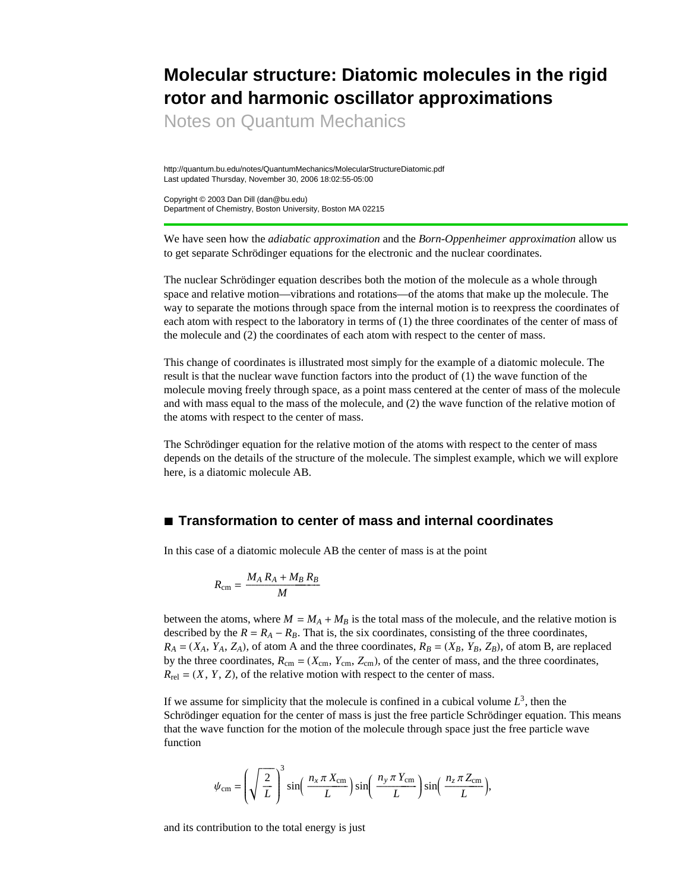# Molecular structure: Diatomic molecules in the rigid rotor and harmonic oscillator approximations

Notes on Quantum Mechanics

http://quantum.bu.edu/notes/QuantumMechanics/MolecularStructureDiatomic.pdf
Last updated Thursday, November 30, 2006 18:02:55-05:00

Copyright © 2003 Dan Dill (dan@bu.edu)
Department of Chemistry, Boston University, Boston MA 02215

---

We have seen how the *adiabatic approximation* and the *Born-Oppenheimer approximation* allow us to get separate Schrödinger equations for the electronic and the nuclear coordinates.

The nuclear Schrödinger equation describes both the motion of the molecule as a whole through space and relative motion—vibrations and rotations—of the atoms that make up the molecule. The way to separate the motions through space from the internal motion is to reexpress the coordinates of each atom with respect to the laboratory in terms of (1) the three coordinates of the center of mass of the molecule and (2) the coordinates of each atom with respect to the center of mass.

This change of coordinates is illustrated most simply for the example of a diatomic molecule. The result is that the nuclear wave function factors into the product of (1) the wave function of the molecule moving freely through space, as a point mass centered at the center of mass of the molecule and with mass equal to the mass of the molecule, and (2) the wave function of the relative motion of the atoms with respect to the center of mass.

The Schrödinger equation for the relative motion of the atoms with respect to the center of mass depends on the details of the structure of the molecule. The simplest example, which we will explore here, is a diatomic molecule AB.

## ■ Transformation to center of mass and internal coordinates

In this case of a diatomic molecule AB the center of mass is at the point

$$R_{\text{cm}} = \frac{M_A R_A + M_B R_B}{M}$$

between the atoms, where $M = M_A + M_B$ is the total mass of the molecule, and the relative motion is described by the $R = R_A - R_B$. That is, the six coordinates, consisting of the three coordinates, $R_A = (X_A, Y_A, Z_A)$, of atom A and the three coordinates, $R_B = (X_B, Y_B, Z_B)$, of atom B, are replaced by the three coordinates, $R_{\text{cm}} = (X_{\text{cm}}, Y_{\text{cm}}, Z_{\text{cm}})$, of the center of mass, and the three coordinates, $R_{\text{rel}} = (X, Y, Z)$, of the relative motion with respect to the center of mass.

If we assume for simplicity that the molecule is confined in a cubical volume $L^3$, then the Schrödinger equation for the center of mass is just the free particle Schrödinger equation. This means that the wave function for the motion of the molecule through space just the free particle wave function

$$\psi_{\text{cm}} = \left(\sqrt{\frac{2}{L}}\right)^3 \sin\left(\frac{n_x \pi X_{\text{cm}}}{L}\right) \sin\left(\frac{n_y \pi Y_{\text{cm}}}{L}\right) \sin\left(\frac{n_z \pi Z_{\text{cm}}}{L}\right),$$

and its contribution to the total energy is just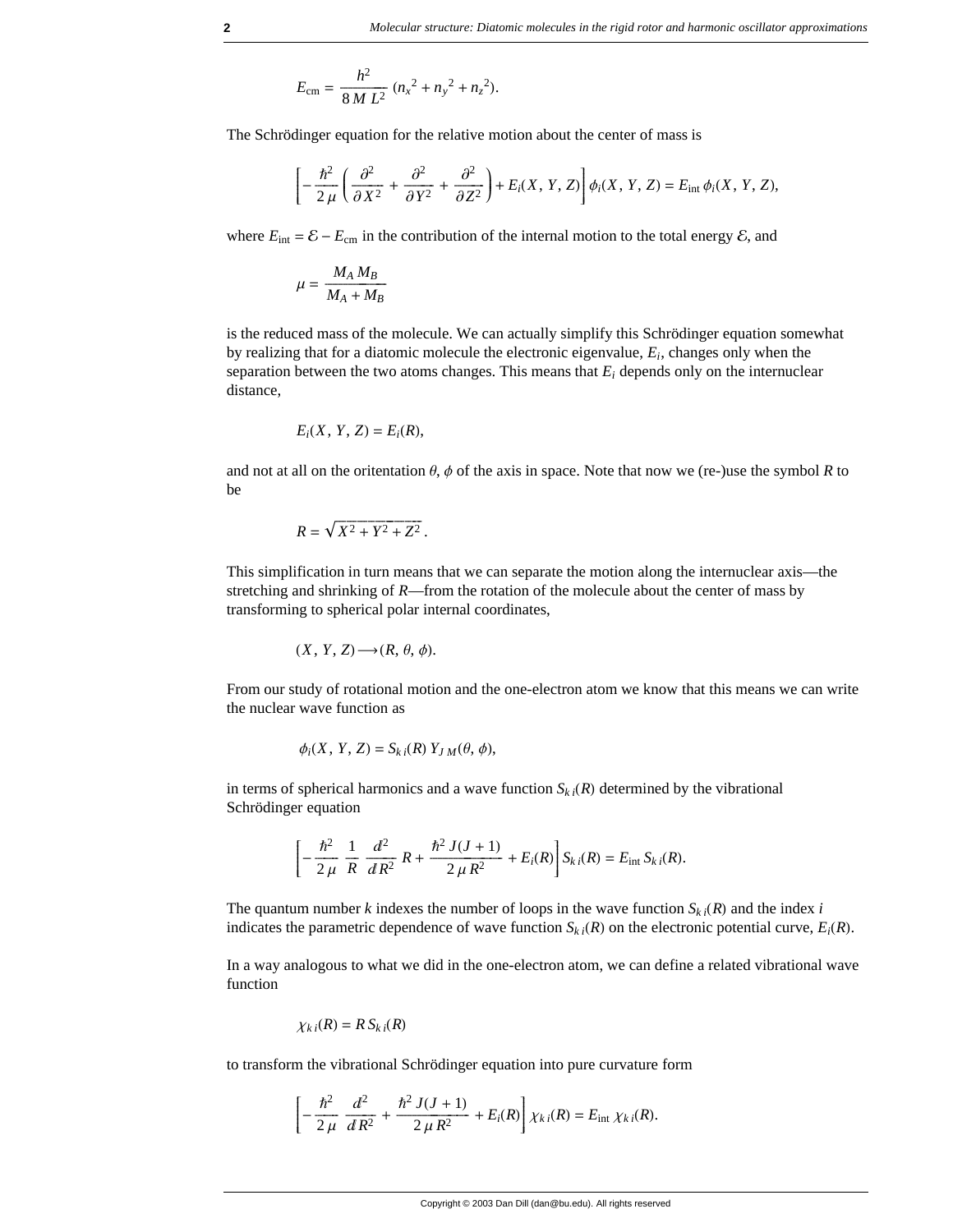$$E_{\mathrm{cm}} = \frac{h^2}{8\, M\, L^2}\,(n_x{}^2 + n_y{}^2 + n_z{}^2).$$

The Schrödinger equation for the relative motion about the center of mass is

$$\left[-\frac{\hbar^2}{2\,\mu}\left(\frac{\partial^2}{\partial X^2} + \frac{\partial^2}{\partial Y^2} + \frac{\partial^2}{\partial Z^2}\right) + E_i(X,\,Y,\,Z)\right]\phi_i(X,\,Y,\,Z) = E_{\mathrm{int}}\,\phi_i(X,\,Y,\,Z),$$

where $E_{\mathrm{int}} = \mathcal{E} - E_{\mathrm{cm}}$ in the contribution of the internal motion to the total energy $\mathcal{E}$, and

$$\mu = \frac{M_A\, M_B}{M_A + M_B}$$

is the reduced mass of the molecule. We can actually simplify this Schrödinger equation somewhat by realizing that for a diatomic molecule the electronic eigenvalue, $E_i$, changes only when the separation between the two atoms changes. This means that $E_i$ depends only on the internuclear distance,

$$E_i(X,\,Y,\,Z) = E_i(R),$$

and not at all on the oritentation $\theta$, $\phi$ of the axis in space. Note that now we (re-)use the symbol $R$ to be

$$R = \sqrt{X^2 + Y^2 + Z^2}\,.$$

This simplification in turn means that we can separate the motion along the internuclear axis—the stretching and shrinking of $R$—from the rotation of the molecule about the center of mass by transforming to spherical polar internal coordinates,

$$(X,\,Y,\,Z) \longrightarrow (R,\,\theta,\,\phi).$$

From our study of rotational motion and the one-electron atom we know that this means we can write the nuclear wave function as

$$\phi_i(X,\,Y,\,Z) = S_{k\,i}(R)\,Y_{J\,M}(\theta,\,\phi),$$

in terms of spherical harmonics and a wave function $S_{k\,i}(R)$ determined by the vibrational Schrödinger equation

$$\left[-\frac{\hbar^2}{2\,\mu}\,\frac{1}{R}\,\frac{d^2}{dR^2}\,R + \frac{\hbar^2\,J(J+1)}{2\,\mu\,R^2} + E_i(R)\right]S_{k\,i}(R) = E_{\mathrm{int}}\,S_{k\,i}(R).$$

The quantum number $k$ indexes the number of loops in the wave function $S_{k\,i}(R)$ and the index $i$ indicates the parametric dependence of wave function $S_{k\,i}(R)$ on the electronic potential curve, $E_i(R)$.

In a way analogous to what we did in the one-electron atom, we can define a related vibrational wave function

$$\chi_{k\,i}(R) = R\,S_{k\,i}(R)$$

to transform the vibrational Schrödinger equation into pure curvature form

$$\left[-\frac{\hbar^2}{2\,\mu}\,\frac{d^2}{dR^2} + \frac{\hbar^2\,J(J+1)}{2\,\mu\,R^2} + E_i(R)\right]\chi_{k\,i}(R) = E_{\mathrm{int}}\,\chi_{k\,i}(R).$$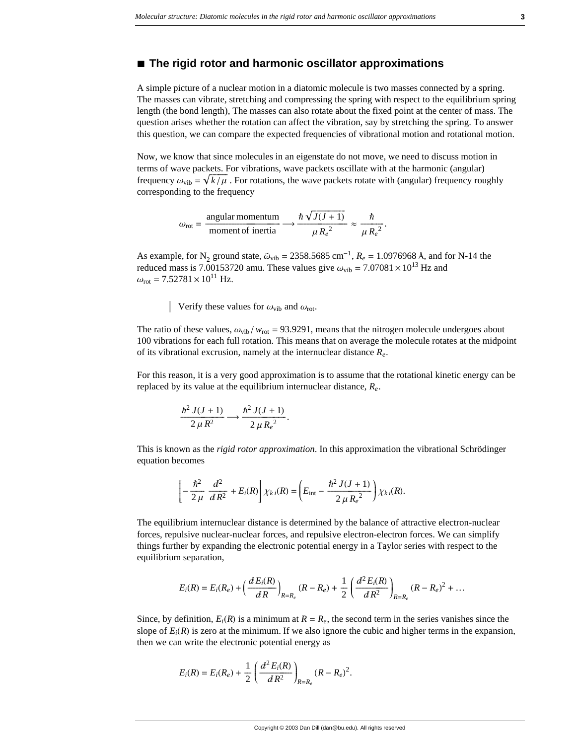## ■ The rigid rotor and harmonic oscillator approximations

A simple picture of a nuclear motion in a diatomic molecule is two masses connected by a spring. The masses can vibrate, stretching and compressing the spring with respect to the equilibrium spring length (the bond length), The masses can also rotate about the fixed point at the center of mass. The question arises whether the rotation can affect the vibration, say by stretching the spring. To answer this question, we can compare the expected frequencies of vibrational motion and rotational motion.

Now, we know that since molecules in an eigenstate do not move, we need to discuss motion in terms of wave packets. For vibrations, wave packets oscillate with at the harmonic (angular) frequency $\omega_{\text{vib}} = \sqrt{k/\mu}$ . For rotations, the wave packets rotate with (angular) frequency roughly corresponding to the frequency

$$\omega_{\text{rot}} = \frac{\text{angular momentum}}{\text{moment of inertia}} \longrightarrow \frac{\hbar\sqrt{J(J+1)}}{\mu R_e^2} \approx \frac{\hbar}{\mu R_e^2}.$$

As example, for $N_2$ ground state, $\tilde{\omega}_{\text{vib}} = 2358.5685\ \text{cm}^{-1}$, $R_e = 1.0976968$ Å, and for N-14 the reduced mass is 7.00153720 amu. These values give $\omega_{\text{vib}} = 7.07081 \times 10^{13}$ Hz and $\omega_{\text{rot}} = 7.52781 \times 10^{11}$ Hz.

> Verify these values for $\omega_{\text{vib}}$ and $\omega_{\text{rot}}$.

The ratio of these values, $\omega_{\text{vib}} / w_{\text{rot}} = 93.9291$, means that the nitrogen molecule undergoes about 100 vibrations for each full rotation. This means that on average the molecule rotates at the midpoint of its vibrational excrusion, namely at the internuclear distance $R_e$.

For this reason, it is a very good approximation is to assume that the rotational kinetic energy can be replaced by its value at the equilibrium internuclear distance, $R_e$.

$$\frac{\hbar^2 J(J+1)}{2\mu R^2} \longrightarrow \frac{\hbar^2 J(J+1)}{2\mu R_e^2}.$$

This is known as the *rigid rotor approximation*. In this approximation the vibrational Schrödinger equation becomes

$$\left[-\frac{\hbar^2}{2\mu}\frac{d^2}{dR^2} + E_i(R)\right]\chi_{k\,i}(R) = \left(E_{\text{int}} - \frac{\hbar^2 J(J+1)}{2\mu R_e^2}\right)\chi_{k\,i}(R).$$

The equilibrium internuclear distance is determined by the balance of attractive electron-nuclear forces, repulsive nuclear-nuclear forces, and repulsive electron-electron forces. We can simplify things further by expanding the electronic potential energy in a Taylor series with respect to the equilibrium separation,

$$E_i(R) = E_i(R_e) + \left(\frac{dE_i(R)}{dR}\right)_{R=R_e}(R - R_e) + \frac{1}{2}\left(\frac{d^2E_i(R)}{dR^2}\right)_{R=R_e}(R - R_e)^2 + \ldots$$

Since, by definition, $E_i(R)$ is a minimum at $R = R_e$, the second term in the series vanishes since the slope of $E_i(R)$ is zero at the minimum. If we also ignore the cubic and higher terms in the expansion, then we can write the electronic potential energy as

$$E_i(R) = E_i(R_e) + \frac{1}{2}\left(\frac{d^2E_i(R)}{dR^2}\right)_{R=R_e}(R - R_e)^2.$$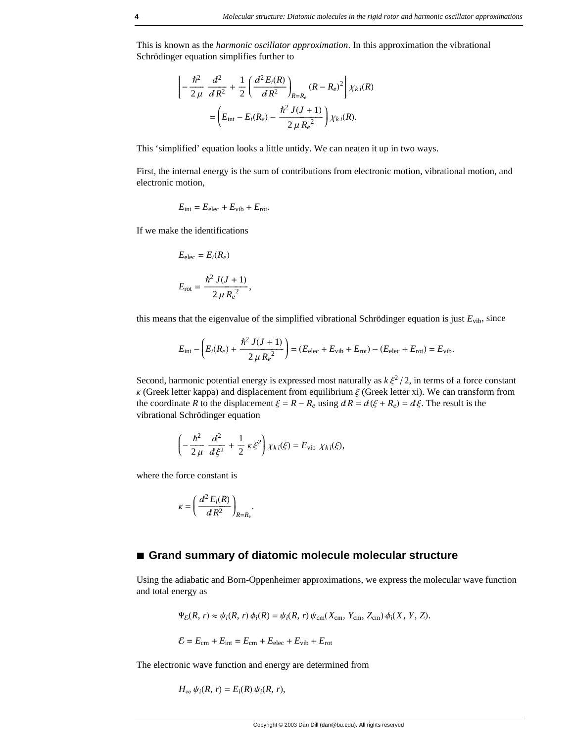This is known as the *harmonic oscillator approximation*. In this approximation the vibrational Schrödinger equation simplifies further to

$$\left[-\frac{\hbar^2}{2\mu}\frac{d^2}{dR^2}+\frac{1}{2}\left(\frac{d^2 E_i(R)}{dR^2}\right)_{R=R_e}(R-R_e)^2\right]\chi_{k\,i}(R)$$
$$=\left(E_{\text{int}}-E_i(R_e)-\frac{\hbar^2 J(J+1)}{2\mu R_e{}^2}\right)\chi_{k\,i}(R).$$

This 'simplified' equation looks a little untidy. We can neaten it up in two ways.

First, the internal energy is the sum of contributions from electronic motion, vibrational motion, and electronic motion,

$$E_{\text{int}} = E_{\text{elec}} + E_{\text{vib}} + E_{\text{rot}}.$$

If we make the identifications

$$E_{\text{elec}} = E_i(R_e)$$

$$E_{\text{rot}} = \frac{\hbar^2 J(J+1)}{2\mu R_e{}^2},$$

this means that the eigenvalue of the simplified vibrational Schrödinger equation is just $E_{\text{vib}}$, since

$$E_{\text{int}}-\left(E_i(R_e)+\frac{\hbar^2 J(J+1)}{2\mu R_e{}^2}\right)=(E_{\text{elec}}+E_{\text{vib}}+E_{\text{rot}})-(E_{\text{elec}}+E_{\text{rot}})=E_{\text{vib}}.$$

Second, harmonic potential energy is expressed most naturally as $k\,\xi^2/2$, in terms of a force constant $\kappa$ (Greek letter kappa) and displacement from equilibrium $\xi$ (Greek letter xi). We can transform from the coordinate $R$ to the displacement $\xi = R - R_e$ using $dR = d(\xi + R_e) = d\xi$. The result is the vibrational Schrödinger equation

$$\left(-\frac{\hbar^2}{2\mu}\frac{d^2}{d\xi^2}+\frac{1}{2}\kappa\,\xi^2\right)\chi_{k\,i}(\xi) = E_{\text{vib}}\;\chi_{k\,i}(\xi),$$

where the force constant is

$$\kappa = \left(\frac{d^2 E_i(R)}{dR^2}\right)_{R=R_e}.$$

## ■ Grand summary of diatomic molecule molecular structure

Using the adiabatic and Born-Oppenheimer approximations, we express the molecular wave function and total energy as

$$\Psi_{\mathcal{E}}(R, r) \approx \psi_i(R, r)\,\phi_i(R) = \psi_i(R, r)\,\psi_{\text{cm}}(X_{\text{cm}}, Y_{\text{cm}}, Z_{\text{cm}})\,\phi_i(X, Y, Z).$$

$$\mathcal{E} = E_{\text{cm}} + E_{\text{int}} = E_{\text{cm}} + E_{\text{elec}} + E_{\text{vib}} + E_{\text{rot}}$$

The electronic wave function and energy are determined from

$$H_\infty\,\psi_i(R, r) = E_i(R)\,\psi_i(R, r),$$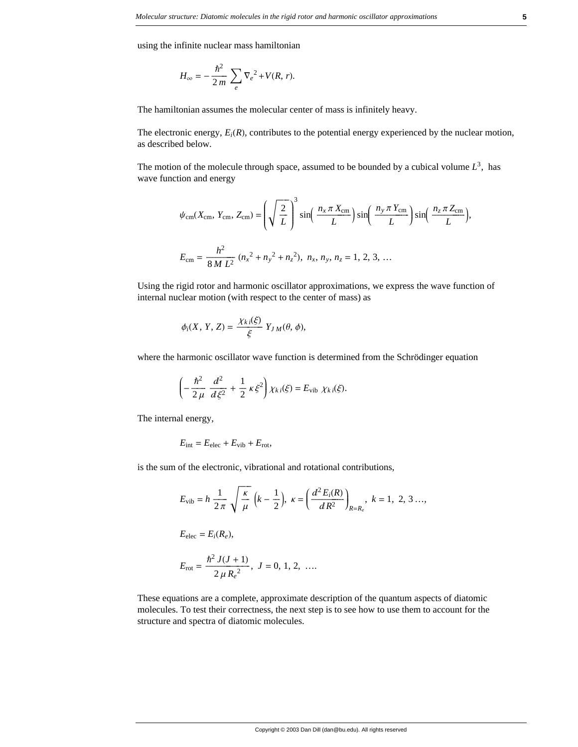using the infinite nuclear mass hamiltonian

$$H_\infty = -\frac{\hbar^2}{2\,m} \sum_e \nabla_e{}^2 + V(R, r).$$

The hamiltonian assumes the molecular center of mass is infinitely heavy.

The electronic energy, $E_i(R)$, contributes to the potential energy experienced by the nuclear motion, as described below.

The motion of the molecule through space, assumed to be bounded by a cubical volume $L^3$, has wave function and energy

$$\psi_{\text{cm}}(X_{\text{cm}}, Y_{\text{cm}}, Z_{\text{cm}}) = \left(\sqrt{\frac{2}{L}}\right)^3 \sin\!\left(\frac{n_x \pi X_{\text{cm}}}{L}\right) \sin\!\left(\frac{n_y \pi Y_{\text{cm}}}{L}\right) \sin\!\left(\frac{n_z \pi Z_{\text{cm}}}{L}\right),$$

$$E_{\text{cm}} = \frac{h^2}{8\,M\,L^2}\,(n_x{}^2 + n_y{}^2 + n_z{}^2),\;\; n_x, n_y, n_z = 1, 2, 3, \ldots$$

Using the rigid rotor and harmonic oscillator approximations, we express the wave function of internal nuclear motion (with respect to the center of mass) as

$$\phi_i(X, Y, Z) = \frac{\chi_{k\,i}(\xi)}{\xi}\, Y_{J\,M}(\theta, \phi),$$

where the harmonic oscillator wave function is determined from the Schrödinger equation

$$\left(-\frac{\hbar^2}{2\,\mu}\frac{d^2}{d\xi^2} + \frac{1}{2}\,\kappa\,\xi^2\right)\chi_{k\,i}(\xi) = E_{\text{vib}}\;\chi_{k\,i}(\xi).$$

The internal energy,

$$E_{\text{int}} = E_{\text{elec}} + E_{\text{vib}} + E_{\text{rot}},$$

is the sum of the electronic, vibrational and rotational contributions,

$$E_{\text{vib}} = h\,\frac{1}{2\,\pi}\sqrt{\frac{\kappa}{\mu}}\left(k - \frac{1}{2}\right),\;\; \kappa = \left(\frac{d^2 E_i(R)}{d R^2}\right)_{R=R_e},\;\; k = 1,\; 2,\; 3\ldots,$$

$$E_{\text{elec}} = E_i(R_e),$$

$$E_{\text{rot}} = \frac{\hbar^2 J(J+1)}{2\,\mu\,R_e{}^2},\;\; J = 0,\, 1,\, 2,\; \ldots.$$

These equations are a complete, approximate description of the quantum aspects of diatomic molecules. To test their correctness, the next step is to see how to use them to account for the structure and spectra of diatomic molecules.